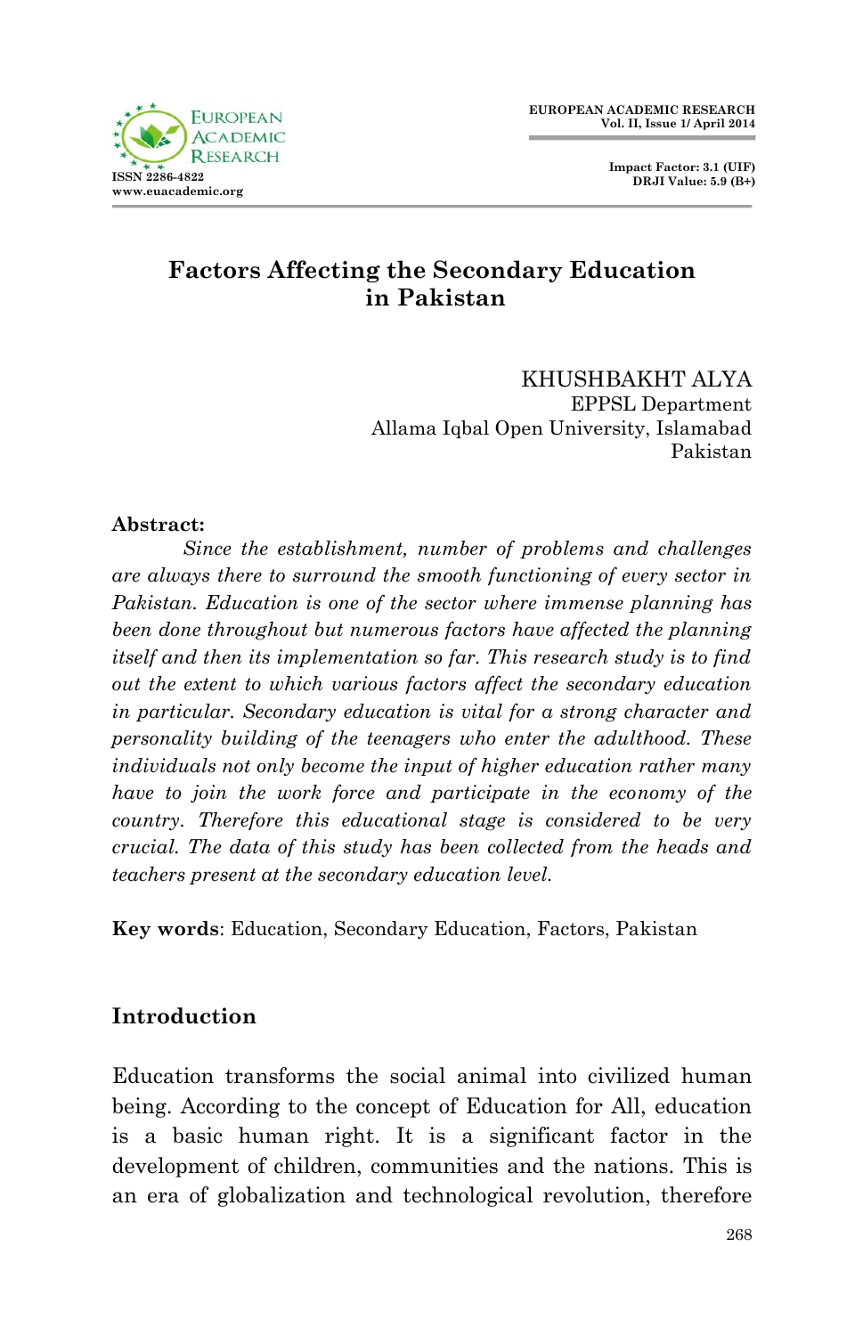# Factors Affecting the Secondary Education in Pakistan

KHUSHBAKHT ALYA
EPPSL Department
Allama Iqbal Open University, Islamabad
Pakistan

**Abstract:**

*Since the establishment, number of problems and challenges are always there to surround the smooth functioning of every sector in Pakistan. Education is one of the sector where immense planning has been done throughout but numerous factors have affected the planning itself and then its implementation so far. This research study is to find out the extent to which various factors affect the secondary education in particular. Secondary education is vital for a strong character and personality building of the teenagers who enter the adulthood. These individuals not only become the input of higher education rather many have to join the work force and participate in the economy of the country. Therefore this educational stage is considered to be very crucial. The data of this study has been collected from the heads and teachers present at the secondary education level.*

**Key words**: Education, Secondary Education, Factors, Pakistan

## Introduction

Education transforms the social animal into civilized human being. According to the concept of Education for All, education is a basic human right. It is a significant factor in the development of children, communities and the nations. This is an era of globalization and technological revolution, therefore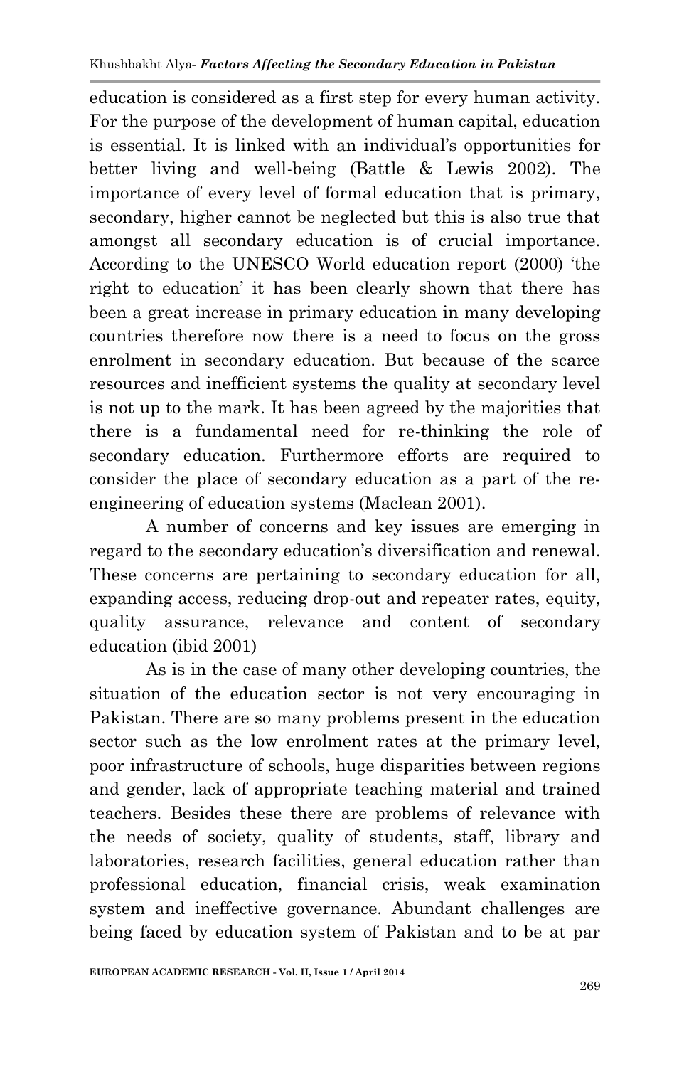education is considered as a first step for every human activity. For the purpose of the development of human capital, education is essential. It is linked with an individual's opportunities for better living and well-being (Battle & Lewis 2002). The importance of every level of formal education that is primary, secondary, higher cannot be neglected but this is also true that amongst all secondary education is of crucial importance. According to the UNESCO World education report (2000) 'the right to education' it has been clearly shown that there has been a great increase in primary education in many developing countries therefore now there is a need to focus on the gross enrolment in secondary education. But because of the scarce resources and inefficient systems the quality at secondary level is not up to the mark. It has been agreed by the majorities that there is a fundamental need for re-thinking the role of secondary education. Furthermore efforts are required to consider the place of secondary education as a part of the re-engineering of education systems (Maclean 2001).

A number of concerns and key issues are emerging in regard to the secondary education's diversification and renewal. These concerns are pertaining to secondary education for all, expanding access, reducing drop-out and repeater rates, equity, quality assurance, relevance and content of secondary education (ibid 2001)

As is in the case of many other developing countries, the situation of the education sector is not very encouraging in Pakistan. There are so many problems present in the education sector such as the low enrolment rates at the primary level, poor infrastructure of schools, huge disparities between regions and gender, lack of appropriate teaching material and trained teachers. Besides these there are problems of relevance with the needs of society, quality of students, staff, library and laboratories, research facilities, general education rather than professional education, financial crisis, weak examination system and ineffective governance. Abundant challenges are being faced by education system of Pakistan and to be at par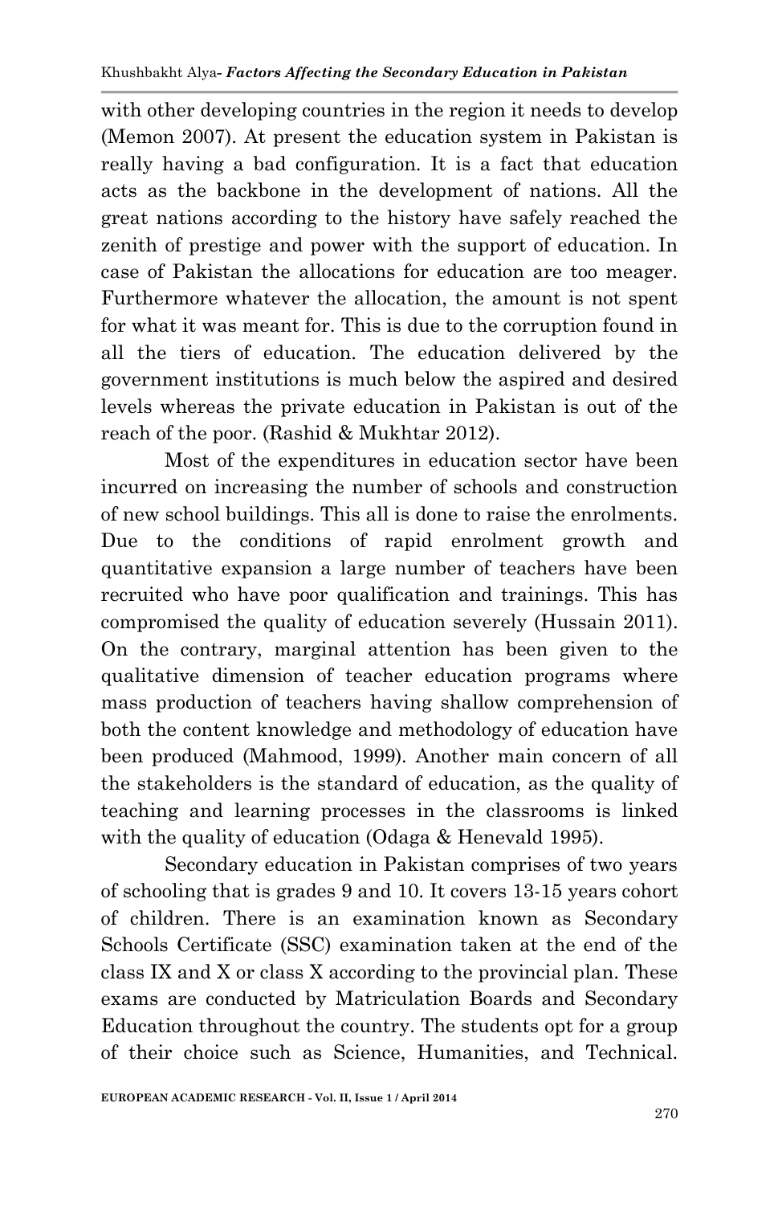with other developing countries in the region it needs to develop (Memon 2007). At present the education system in Pakistan is really having a bad configuration. It is a fact that education acts as the backbone in the development of nations. All the great nations according to the history have safely reached the zenith of prestige and power with the support of education. In case of Pakistan the allocations for education are too meager. Furthermore whatever the allocation, the amount is not spent for what it was meant for. This is due to the corruption found in all the tiers of education. The education delivered by the government institutions is much below the aspired and desired levels whereas the private education in Pakistan is out of the reach of the poor. (Rashid & Mukhtar 2012).

Most of the expenditures in education sector have been incurred on increasing the number of schools and construction of new school buildings. This all is done to raise the enrolments. Due to the conditions of rapid enrolment growth and quantitative expansion a large number of teachers have been recruited who have poor qualification and trainings. This has compromised the quality of education severely (Hussain 2011). On the contrary, marginal attention has been given to the qualitative dimension of teacher education programs where mass production of teachers having shallow comprehension of both the content knowledge and methodology of education have been produced (Mahmood, 1999). Another main concern of all the stakeholders is the standard of education, as the quality of teaching and learning processes in the classrooms is linked with the quality of education (Odaga & Henevald 1995).

Secondary education in Pakistan comprises of two years of schooling that is grades 9 and 10. It covers 13-15 years cohort of children. There is an examination known as Secondary Schools Certificate (SSC) examination taken at the end of the class IX and X or class X according to the provincial plan. These exams are conducted by Matriculation Boards and Secondary Education throughout the country. The students opt for a group of their choice such as Science, Humanities, and Technical.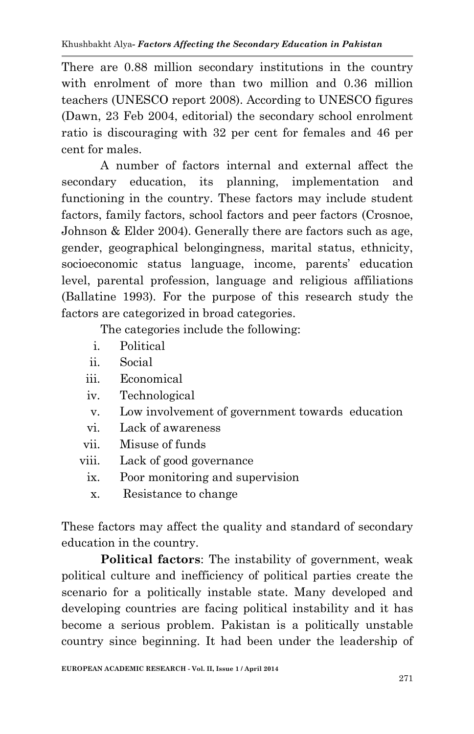There are 0.88 million secondary institutions in the country with enrolment of more than two million and 0.36 million teachers (UNESCO report 2008). According to UNESCO figures (Dawn, 23 Feb 2004, editorial) the secondary school enrolment ratio is discouraging with 32 per cent for females and 46 per cent for males.

A number of factors internal and external affect the secondary education, its planning, implementation and functioning in the country. These factors may include student factors, family factors, school factors and peer factors (Crosnoe, Johnson & Elder 2004). Generally there are factors such as age, gender, geographical belongingness, marital status, ethnicity, socioeconomic status language, income, parents' education level, parental profession, language and religious affiliations (Ballatine 1993). For the purpose of this research study the factors are categorized in broad categories.

The categories include the following:

i. Political
ii. Social
iii. Economical
iv. Technological
v. Low involvement of government towards education
vi. Lack of awareness
vii. Misuse of funds
viii. Lack of good governance
ix. Poor monitoring and supervision
x. Resistance to change

These factors may affect the quality and standard of secondary education in the country.

**Political factors**: The instability of government, weak political culture and inefficiency of political parties create the scenario for a politically instable state. Many developed and developing countries are facing political instability and it has become a serious problem. Pakistan is a politically unstable country since beginning. It had been under the leadership of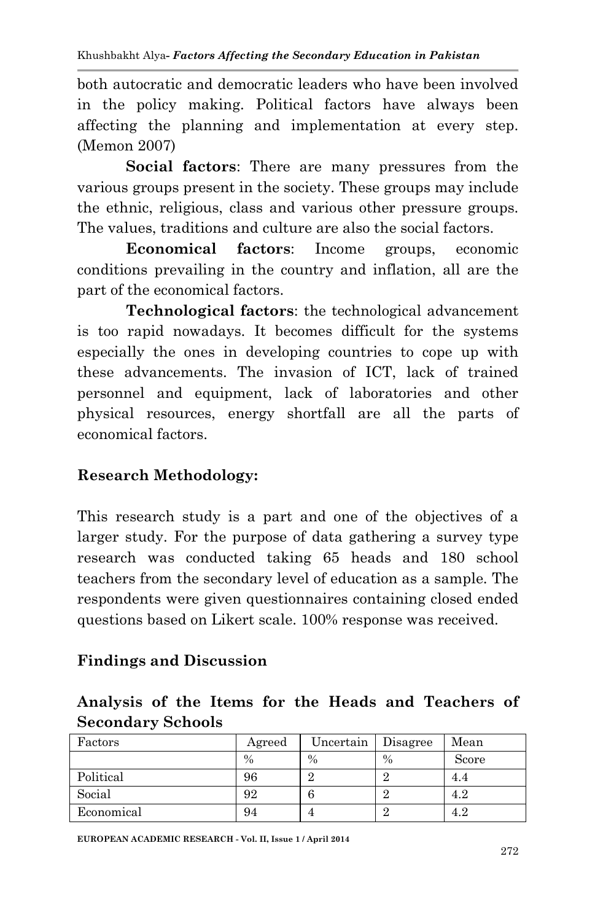both autocratic and democratic leaders who have been involved in the policy making. Political factors have always been affecting the planning and implementation at every step. (Memon 2007)

**Social factors**: There are many pressures from the various groups present in the society. These groups may include the ethnic, religious, class and various other pressure groups. The values, traditions and culture are also the social factors.

**Economical factors**: Income groups, economic conditions prevailing in the country and inflation, all are the part of the economical factors.

**Technological factors**: the technological advancement is too rapid nowadays. It becomes difficult for the systems especially the ones in developing countries to cope up with these advancements. The invasion of ICT, lack of trained personnel and equipment, lack of laboratories and other physical resources, energy shortfall are all the parts of economical factors.

## Research Methodology:

This research study is a part and one of the objectives of a larger study. For the purpose of data gathering a survey type research was conducted taking 65 heads and 180 school teachers from the secondary level of education as a sample. The respondents were given questionnaires containing closed ended questions based on Likert scale. 100% response was received.

## Findings and Discussion

### Analysis of the Items for the Heads and Teachers of Secondary Schools

| Factors | Agreed | Uncertain | Disagree | Mean |
|---|---|---|---|---|
| | % | % | % | Score |
| Political | 96 | 2 | 2 | 4.4 |
| Social | 92 | 6 | 2 | 4.2 |
| Economical | 94 | 4 | 2 | 4.2 |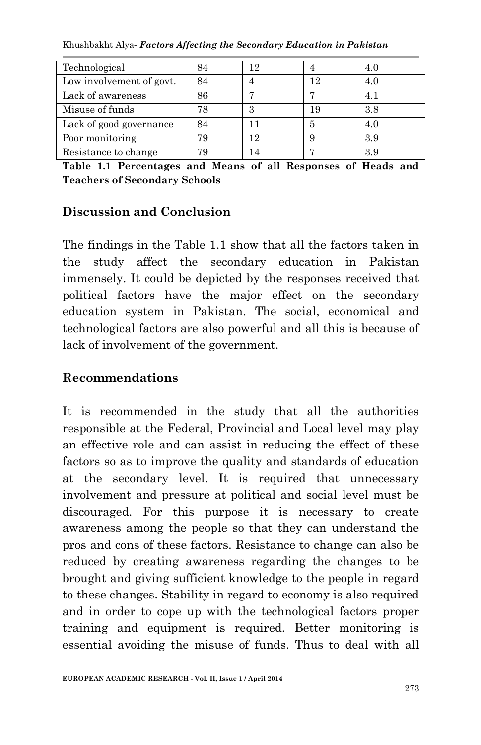| Technological | 84 | 12 | 4 | 4.0 |
|---|---|---|---|---|
| Low involvement of govt. | 84 | 4 | 12 | 4.0 |
| Lack of awareness | 86 | 7 | 7 | 4.1 |
| Misuse of funds | 78 | 3 | 19 | 3.8 |
| Lack of good governance | 84 | 11 | 5 | 4.0 |
| Poor monitoring | 79 | 12 | 9 | 3.9 |
| Resistance to change | 79 | 14 | 7 | 3.9 |

**Table 1.1 Percentages and Means of all Responses of Heads and Teachers of Secondary Schools**

## Discussion and Conclusion

The findings in the Table 1.1 show that all the factors taken in the study affect the secondary education in Pakistan immensely. It could be depicted by the responses received that political factors have the major effect on the secondary education system in Pakistan. The social, economical and technological factors are also powerful and all this is because of lack of involvement of the government.

## Recommendations

It is recommended in the study that all the authorities responsible at the Federal, Provincial and Local level may play an effective role and can assist in reducing the effect of these factors so as to improve the quality and standards of education at the secondary level. It is required that unnecessary involvement and pressure at political and social level must be discouraged. For this purpose it is necessary to create awareness among the people so that they can understand the pros and cons of these factors. Resistance to change can also be reduced by creating awareness regarding the changes to be brought and giving sufficient knowledge to the people in regard to these changes. Stability in regard to economy is also required and in order to cope up with the technological factors proper training and equipment is required. Better monitoring is essential avoiding the misuse of funds. Thus to deal with all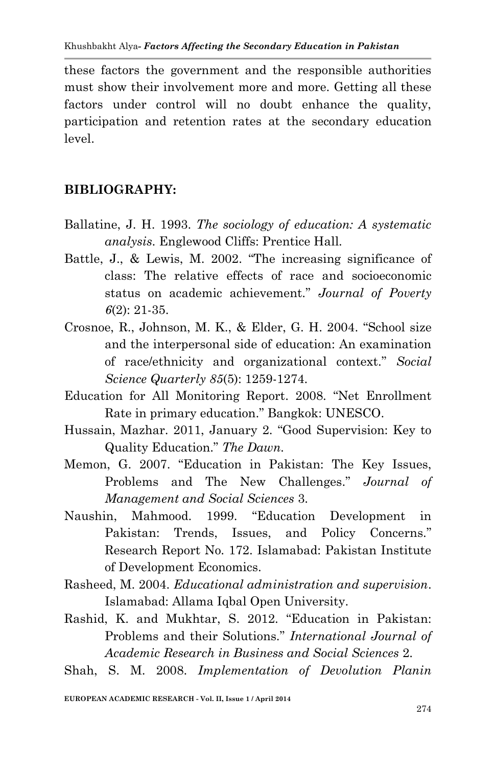these factors the government and the responsible authorities must show their involvement more and more. Getting all these factors under control will no doubt enhance the quality, participation and retention rates at the secondary education level.

## BIBLIOGRAPHY:

Ballatine, J. H. 1993. *The sociology of education: A systematic analysis*. Englewood Cliffs: Prentice Hall.

Battle, J., & Lewis, M. 2002. "The increasing significance of class: The relative effects of race and socioeconomic status on academic achievement." *Journal of Poverty 6*(2): 21-35.

Crosnoe, R., Johnson, M. K., & Elder, G. H. 2004. "School size and the interpersonal side of education: An examination of race/ethnicity and organizational context." *Social Science Quarterly 85*(5): 1259-1274.

Education for All Monitoring Report. 2008. "Net Enrollment Rate in primary education." Bangkok: UNESCO.

Hussain, Mazhar. 2011, January 2. "Good Supervision: Key to Quality Education." *The Dawn*.

Memon, G. 2007. "Education in Pakistan: The Key Issues, Problems and The New Challenges." *Journal of Management and Social Sciences* 3.

Naushin, Mahmood. 1999. "Education Development in Pakistan: Trends, Issues, and Policy Concerns." Research Report No. 172. Islamabad: Pakistan Institute of Development Economics.

Rasheed, M. 2004. *Educational administration and supervision*. Islamabad: Allama Iqbal Open University.

Rashid, K. and Mukhtar, S. 2012. "Education in Pakistan: Problems and their Solutions." *International Journal of Academic Research in Business and Social Sciences* 2.

Shah, S. M. 2008. *Implementation of Devolution Planin*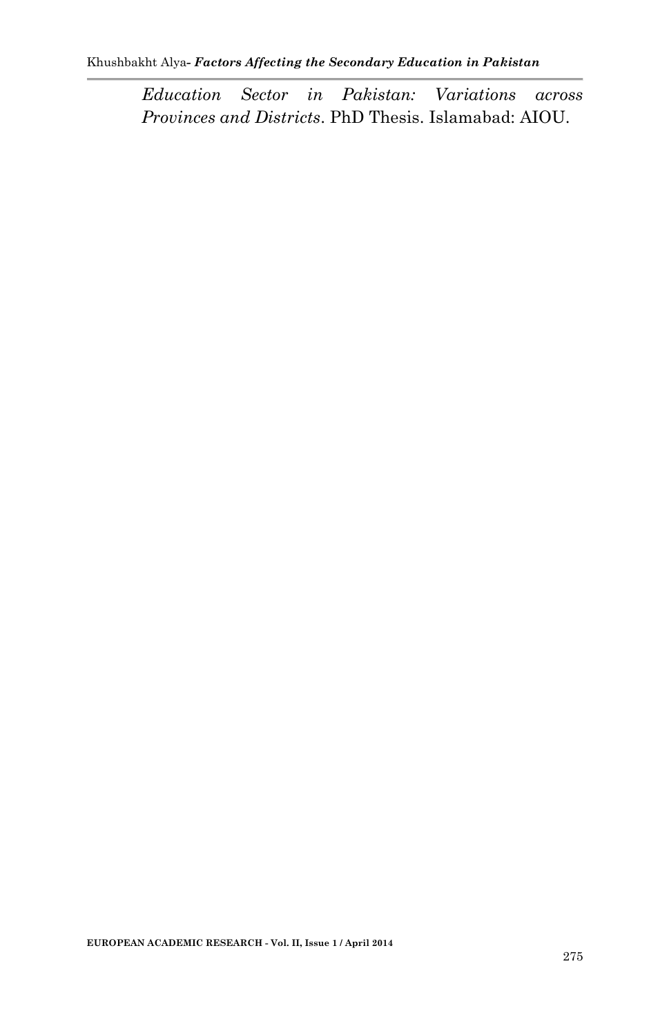*Education Sector in Pakistan: Variations across Provinces and Districts*. PhD Thesis. Islamabad: AIOU.